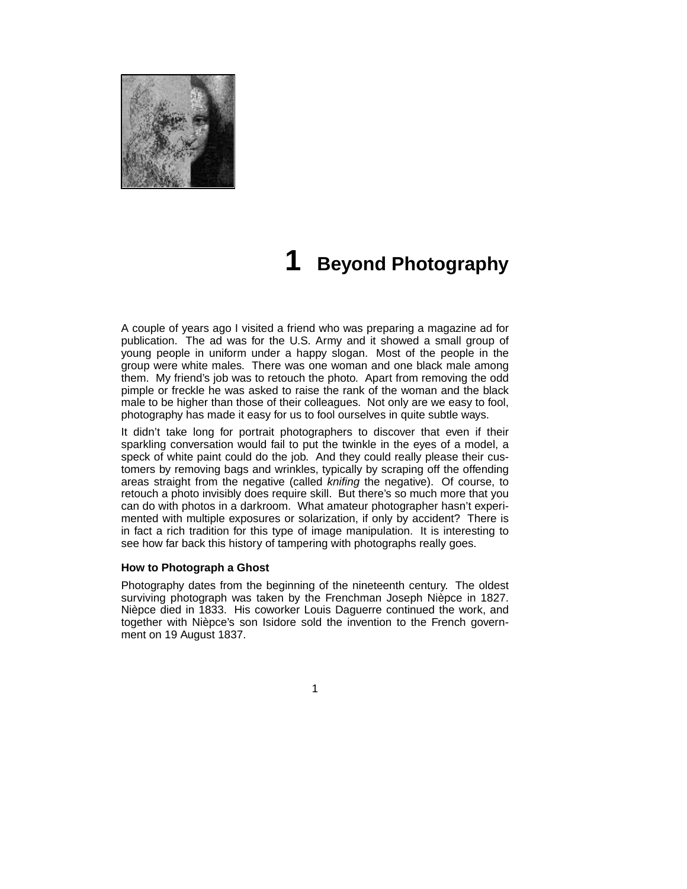# 1 Beyond Photography

A couple of years ago I visited a friend who was preparing a magazine ad for publication. The ad was for the U.S. Army and it showed a small group of young people in uniform under a happy slogan. Most of the people in the group were white males. There was one woman and one black male among them. My friend's job was to retouch the photo. Apart from removing the odd pimple or freckle he was asked to raise the rank of the woman and the black male to be higher than those of their colleagues. Not only are we easy to fool, photography has made it easy for us to fool ourselves in quite subtle ways.

It didn't take long for portrait photographers to discover that even if their sparkling conversation would fail to put the twinkle in the eyes of a model, a speck of white paint could do the job. And they could really please their customers by removing bags and wrinkles, typically by scraping off the offending areas straight from the negative (called *knifing* the negative). Of course, to retouch a photo invisibly does require skill. But there's so much more that you can do with photos in a darkroom. What amateur photographer hasn't experimented with multiple exposures or solarization, if only by accident? There is in fact a rich tradition for this type of image manipulation. It is interesting to see how far back this history of tampering with photographs really goes.

### How to Photograph a Ghost

Photography dates from the beginning of the nineteenth century. The oldest surviving photograph was taken by the Frenchman Joseph Nièpce in 1827. Nièpce died in 1833. His coworker Louis Daguerre continued the work, and together with Nièpce's son Isidore sold the invention to the French government on 19 August 1837.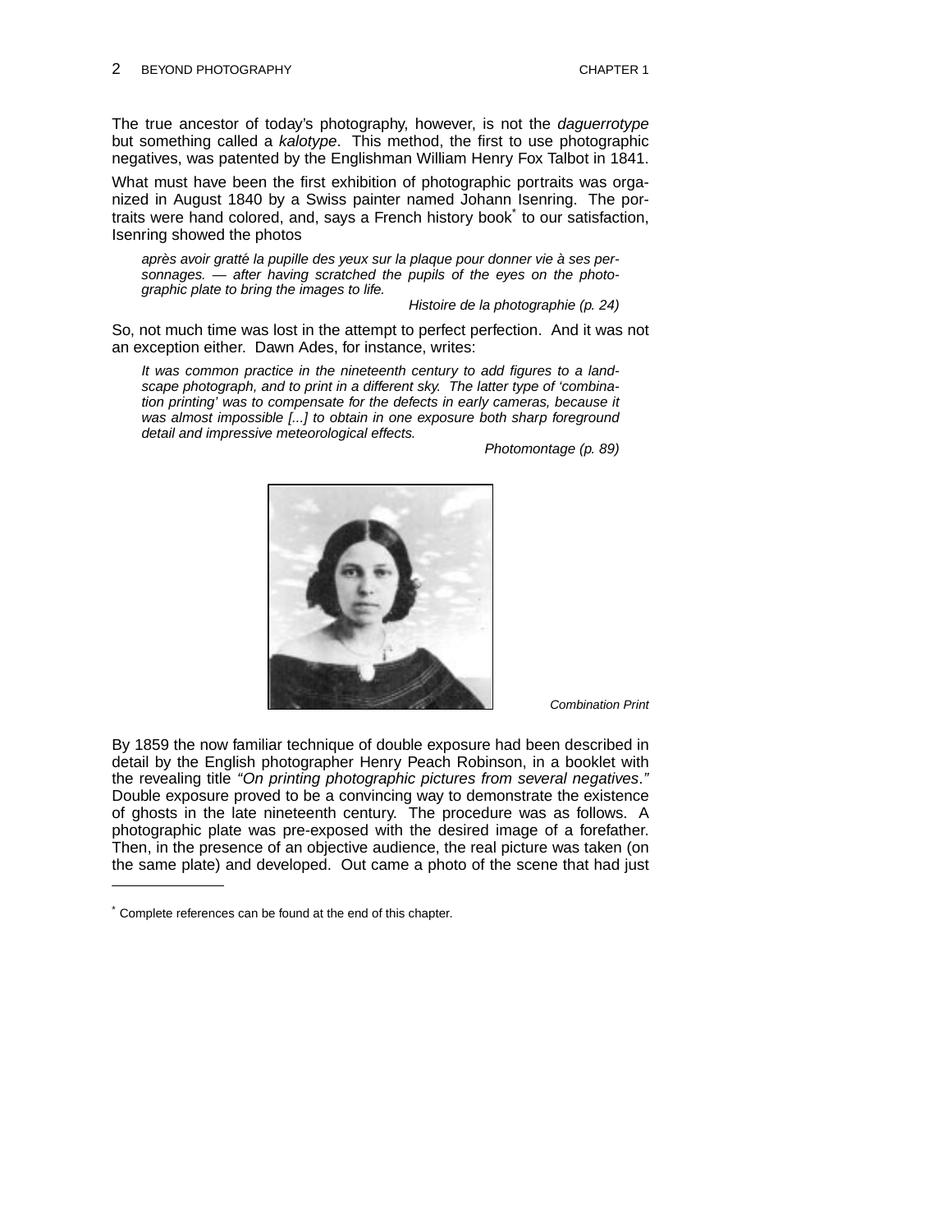The true ancestor of today's photography, however, is not the *daguerrotype* but something called a *kalotype*. This method, the first to use photographic negatives, was patented by the Englishman William Henry Fox Talbot in 1841.

What must have been the first exhibition of photographic portraits was organized in August 1840 by a Swiss painter named Johann Isenring. The portraits were hand colored, and, says a French history book* to our satisfaction, Isenring showed the photos

> *après avoir gratté la pupille des yeux sur la plaque pour donner vie à ses personnages. — after having scratched the pupils of the eyes on the photographic plate to bring the images to life.*
>
> *Histoire de la photographie (p. 24)*

So, not much time was lost in the attempt to perfect perfection. And it was not an exception either. Dawn Ades, for instance, writes:

> *It was common practice in the nineteenth century to add figures to a landscape photograph, and to print in a different sky. The latter type of 'combination printing' was to compensate for the defects in early cameras, because it was almost impossible [...] to obtain in one exposure both sharp foreground detail and impressive meteorological effects.*
>
> *Photomontage (p. 89)*

*Combination Print*

By 1859 the now familiar technique of double exposure had been described in detail by the English photographer Henry Peach Robinson, in a booklet with the revealing title *"On printing photographic pictures from several negatives."* Double exposure proved to be a convincing way to demonstrate the existence of ghosts in the late nineteenth century. The procedure was as follows. A photographic plate was pre-exposed with the desired image of a forefather. Then, in the presence of an objective audience, the real picture was taken (on the same plate) and developed. Out came a photo of the scene that had just

---

* Complete references can be found at the end of this chapter.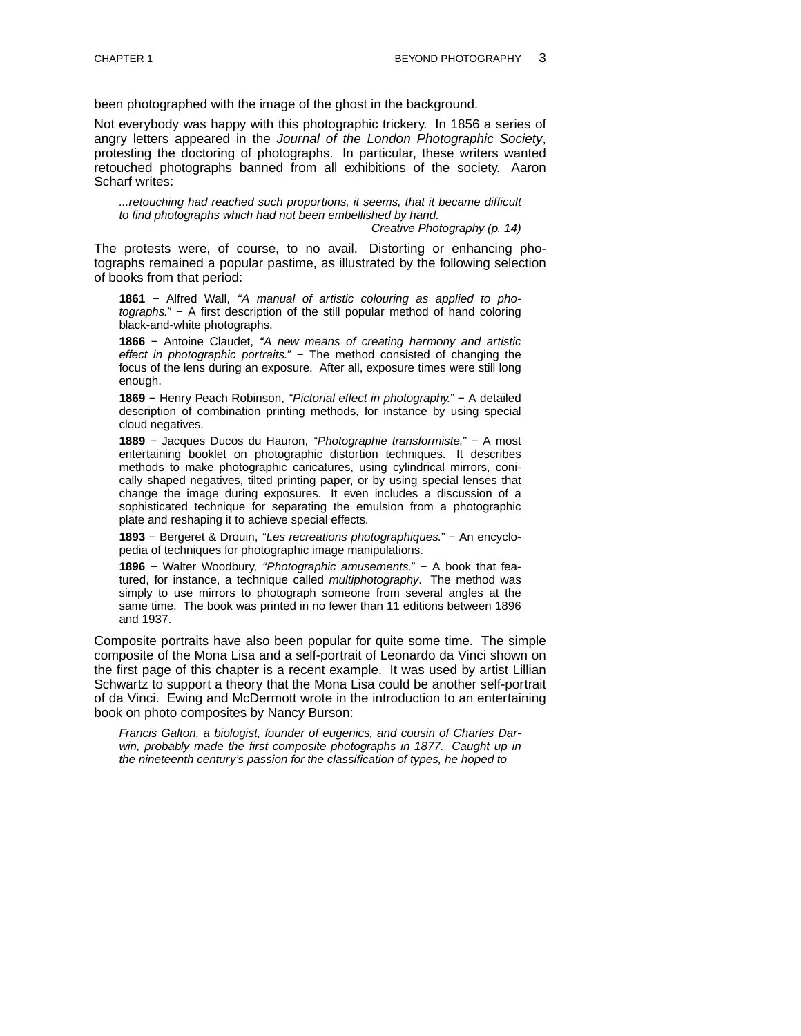been photographed with the image of the ghost in the background.

Not everybody was happy with this photographic trickery. In 1856 a series of angry letters appeared in the *Journal of the London Photographic Society*, protesting the doctoring of photographs. In particular, these writers wanted retouched photographs banned from all exhibitions of the society. Aaron Scharf writes:

> *...retouching had reached such proportions, it seems, that it became difficult to find photographs which had not been embellished by hand.*
>
> *Creative Photography (p. 14)*

The protests were, of course, to no avail. Distorting or enhancing photographs remained a popular pastime, as illustrated by the following selection of books from that period:

**1861** − Alfred Wall, *"A manual of artistic colouring as applied to photographs."* − A first description of the still popular method of hand coloring black-and-white photographs.

**1866** − Antoine Claudet, *"A new means of creating harmony and artistic effect in photographic portraits."* − The method consisted of changing the focus of the lens during an exposure. After all, exposure times were still long enough.

**1869** − Henry Peach Robinson, *"Pictorial effect in photography."* − A detailed description of combination printing methods, for instance by using special cloud negatives.

**1889** − Jacques Ducos du Hauron, *"Photographie transformiste."* − A most entertaining booklet on photographic distortion techniques. It describes methods to make photographic caricatures, using cylindrical mirrors, conically shaped negatives, tilted printing paper, or by using special lenses that change the image during exposures. It even includes a discussion of a sophisticated technique for separating the emulsion from a photographic plate and reshaping it to achieve special effects.

**1893** − Bergeret & Drouin, *"Les recreations photographiques."* − An encyclopedia of techniques for photographic image manipulations.

**1896** − Walter Woodbury, *"Photographic amusements."* − A book that featured, for instance, a technique called *multiphotography*. The method was simply to use mirrors to photograph someone from several angles at the same time. The book was printed in no fewer than 11 editions between 1896 and 1937.

Composite portraits have also been popular for quite some time. The simple composite of the Mona Lisa and a self-portrait of Leonardo da Vinci shown on the first page of this chapter is a recent example. It was used by artist Lillian Schwartz to support a theory that the Mona Lisa could be another self-portrait of da Vinci. Ewing and McDermott wrote in the introduction to an entertaining book on photo composites by Nancy Burson:

> *Francis Galton, a biologist, founder of eugenics, and cousin of Charles Darwin, probably made the first composite photographs in 1877. Caught up in the nineteenth century's passion for the classification of types, he hoped to*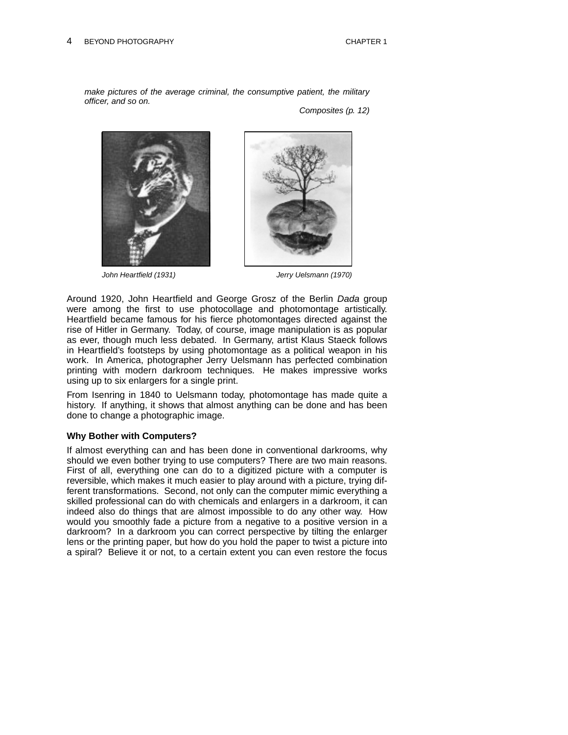*make pictures of the average criminal, the consumptive patient, the military officer, and so on.*

*Composites (p. 12)*

*John Heartfield (1931)*

*Jerry Uelsmann (1970)*

Around 1920, John Heartfield and George Grosz of the Berlin *Dada* group were among the first to use photocollage and photomontage artistically. Heartfield became famous for his fierce photomontages directed against the rise of Hitler in Germany. Today, of course, image manipulation is as popular as ever, though much less debated. In Germany, artist Klaus Staeck follows in Heartfield's footsteps by using photomontage as a political weapon in his work. In America, photographer Jerry Uelsmann has perfected combination printing with modern darkroom techniques. He makes impressive works using up to six enlargers for a single print.

From Isenring in 1840 to Uelsmann today, photomontage has made quite a history. If anything, it shows that almost anything can be done and has been done to change a photographic image.

### Why Bother with Computers?

If almost everything can and has been done in conventional darkrooms, why should we even bother trying to use computers? There are two main reasons. First of all, everything one can do to a digitized picture with a computer is reversible, which makes it much easier to play around with a picture, trying different transformations. Second, not only can the computer mimic everything a skilled professional can do with chemicals and enlargers in a darkroom, it can indeed also do things that are almost impossible to do any other way. How would you smoothly fade a picture from a negative to a positive version in a darkroom? In a darkroom you can correct perspective by tilting the enlarger lens or the printing paper, but how do you hold the paper to twist a picture into a spiral? Believe it or not, to a certain extent you can even restore the focus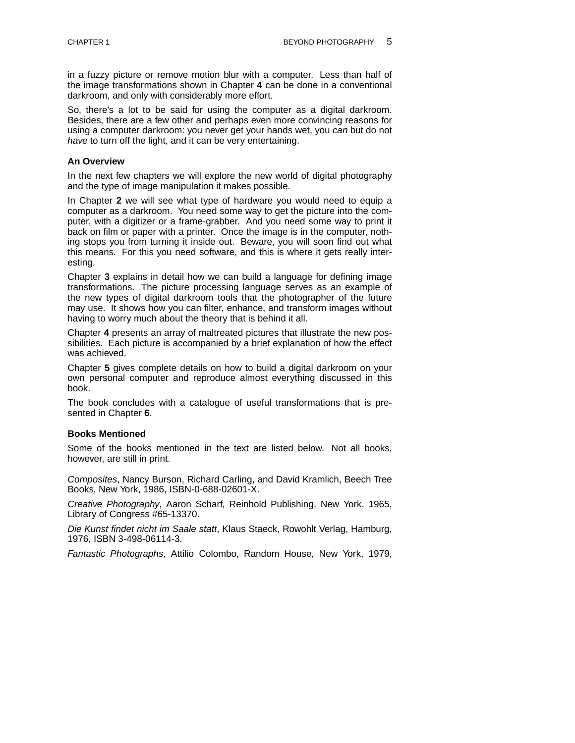in a fuzzy picture or remove motion blur with a computer. Less than half of the image transformations shown in Chapter **4** can be done in a conventional darkroom, and only with considerably more effort.

So, there's a lot to be said for using the computer as a digital darkroom. Besides, there are a few other and perhaps even more convincing reasons for using a computer darkroom: you never get your hands wet, you *can* but do not *have* to turn off the light, and it can be very entertaining.

### An Overview

In the next few chapters we will explore the new world of digital photography and the type of image manipulation it makes possible.

In Chapter **2** we will see what type of hardware you would need to equip a computer as a darkroom. You need some way to get the picture into the computer, with a digitizer or a frame-grabber. And you need some way to print it back on film or paper with a printer. Once the image is in the computer, nothing stops you from turning it inside out. Beware, you will soon find out what this means. For this you need software, and this is where it gets really interesting.

Chapter **3** explains in detail how we can build a language for defining image transformations. The picture processing language serves as an example of the new types of digital darkroom tools that the photographer of the future may use. It shows how you can filter, enhance, and transform images without having to worry much about the theory that is behind it all.

Chapter **4** presents an array of maltreated pictures that illustrate the new possibilities. Each picture is accompanied by a brief explanation of how the effect was achieved.

Chapter **5** gives complete details on how to build a digital darkroom on your own personal computer and reproduce almost everything discussed in this book.

The book concludes with a catalogue of useful transformations that is presented in Chapter **6**.

### Books Mentioned

Some of the books mentioned in the text are listed below. Not all books, however, are still in print.

*Composites*, Nancy Burson, Richard Carling, and David Kramlich, Beech Tree Books, New York, 1986, ISBN-0-688-02601-X.

*Creative Photography*, Aaron Scharf, Reinhold Publishing, New York, 1965, Library of Congress #65-13370.

*Die Kunst findet nicht im Saale statt*, Klaus Staeck, Rowohlt Verlag, Hamburg, 1976, ISBN 3-498-06114-3.

*Fantastic Photographs*, Attilio Colombo, Random House, New York, 1979,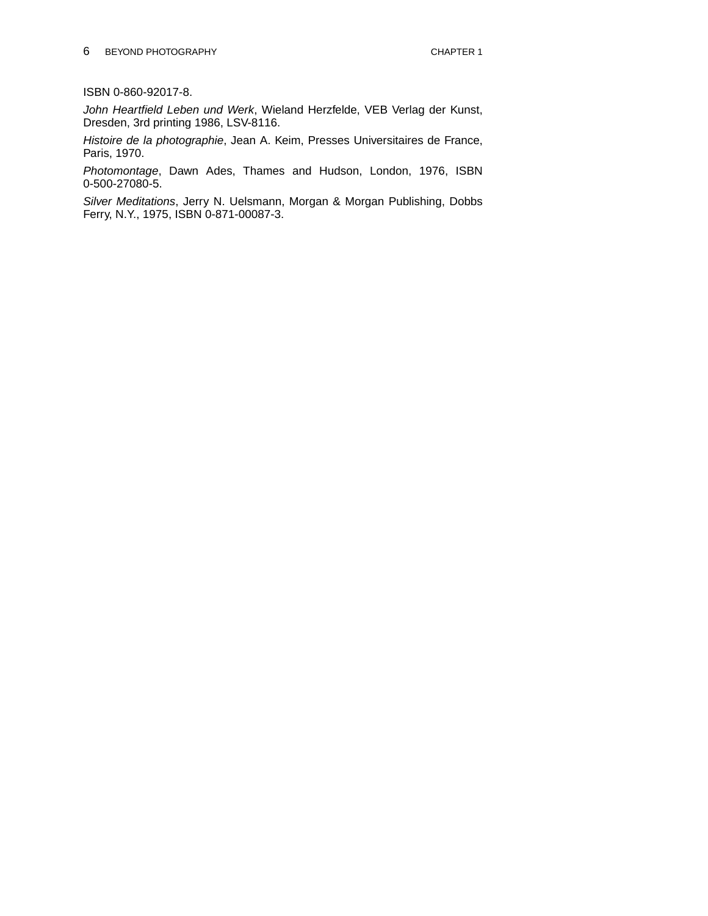ISBN 0-860-92017-8.

*John Heartfield Leben und Werk*, Wieland Herzfelde, VEB Verlag der Kunst, Dresden, 3rd printing 1986, LSV-8116.

*Histoire de la photographie*, Jean A. Keim, Presses Universitaires de France, Paris, 1970.

*Photomontage*, Dawn Ades, Thames and Hudson, London, 1976, ISBN 0-500-27080-5.

*Silver Meditations*, Jerry N. Uelsmann, Morgan & Morgan Publishing, Dobbs Ferry, N.Y., 1975, ISBN 0-871-00087-3.